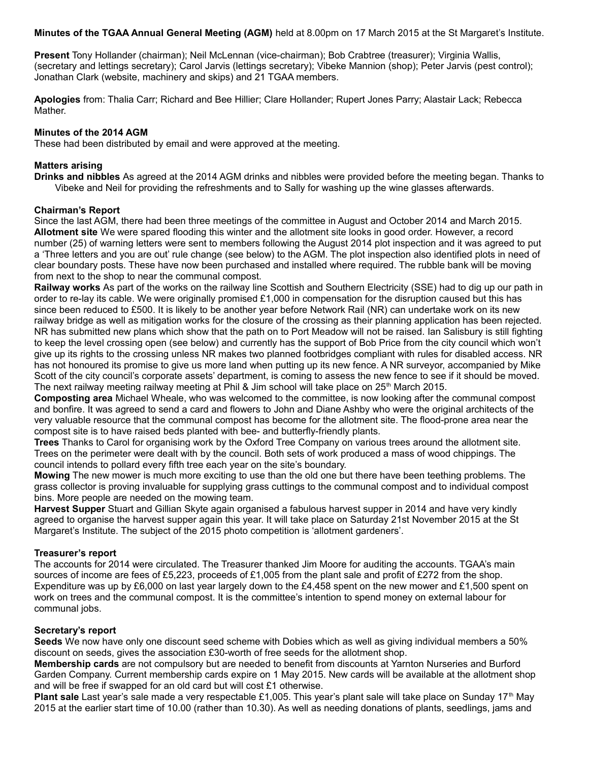**Minutes of the TGAA Annual General Meeting (AGM)** held at 8.00pm on 17 March 2015 at the St Margaret's Institute.

**Present** Tony Hollander (chairman); Neil McLennan (vice-chairman); Bob Crabtree (treasurer); Virginia Wallis, (secretary and lettings secretary); Carol Jarvis (lettings secretary); Vibeke Mannion (shop); Peter Jarvis (pest control); Jonathan Clark (website, machinery and skips) and 21 TGAA members.

**Apologies** from: Thalia Carr; Richard and Bee Hillier; Clare Hollander; Rupert Jones Parry; Alastair Lack; Rebecca Mather.

**Minutes of the 2014 AGM**

These had been distributed by email and were approved at the meeting.

**Matters arising**

**Drinks and nibbles** As agreed at the 2014 AGM drinks and nibbles were provided before the meeting began. Thanks to Vibeke and Neil for providing the refreshments and to Sally for washing up the wine glasses afterwards.

**Chairman's Report**

Since the last AGM, there had been three meetings of the committee in August and October 2014 and March 2015.

**Allotment site** We were spared flooding this winter and the allotment site looks in good order. However, a record number (25) of warning letters were sent to members following the August 2014 plot inspection and it was agreed to put a 'Three letters and you are out' rule change (see below) to the AGM. The plot inspection also identified plots in need of clear boundary posts. These have now been purchased and installed where required. The rubble bank will be moving from next to the shop to near the communal compost.

**Railway works** As part of the works on the railway line Scottish and Southern Electricity (SSE) had to dig up our path in order to re-lay its cable. We were originally promised £1,000 in compensation for the disruption caused but this has since been reduced to £500. It is likely to be another year before Network Rail (NR) can undertake work on its new railway bridge as well as mitigation works for the closure of the crossing as their planning application has been rejected. NR has submitted new plans which show that the path on to Port Meadow will not be raised. Ian Salisbury is still fighting to keep the level crossing open (see below) and currently has the support of Bob Price from the city council which won't give up its rights to the crossing unless NR makes two planned footbridges compliant with rules for disabled access. NR has not honoured its promise to give us more land when putting up its new fence. A NR surveyor, accompanied by Mike Scott of the city council's corporate assets' department, is coming to assess the new fence to see if it should be moved. The next railway meeting railway meeting at Phil & Jim school will take place on 25th March 2015.

**Composting area** Michael Wheale, who was welcomed to the committee, is now looking after the communal compost and bonfire. It was agreed to send a card and flowers to John and Diane Ashby who were the original architects of the very valuable resource that the communal compost has become for the allotment site. The flood-prone area near the compost site is to have raised beds planted with bee- and butterfly-friendly plants.

**Trees** Thanks to Carol for organising work by the Oxford Tree Company on various trees around the allotment site. Trees on the perimeter were dealt with by the council. Both sets of work produced a mass of wood chippings. The council intends to pollard every fifth tree each year on the site's boundary.

**Mowing** The new mower is much more exciting to use than the old one but there have been teething problems. The grass collector is proving invaluable for supplying grass cuttings to the communal compost and to individual compost bins. More people are needed on the mowing team.

**Harvest Supper** Stuart and Gillian Skyte again organised a fabulous harvest supper in 2014 and have very kindly agreed to organise the harvest supper again this year. It will take place on Saturday 21st November 2015 at the St Margaret's Institute. The subject of the 2015 photo competition is 'allotment gardeners'.

**Treasurer's report**

The accounts for 2014 were circulated. The Treasurer thanked Jim Moore for auditing the accounts. TGAA's main sources of income are fees of £5,223, proceeds of £1,005 from the plant sale and profit of £272 from the shop. Expenditure was up by £6,000 on last year largely down to the £4,458 spent on the new mower and £1,500 spent on work on trees and the communal compost. It is the committee's intention to spend money on external labour for communal jobs.

**Secretary's report**

**Seeds** We now have only one discount seed scheme with Dobies which as well as giving individual members a 50% discount on seeds, gives the association £30-worth of free seeds for the allotment shop.

**Membership cards** are not compulsory but are needed to benefit from discounts at Yarnton Nurseries and Burford Garden Company. Current membership cards expire on 1 May 2015. New cards will be available at the allotment shop and will be free if swapped for an old card but will cost £1 otherwise.

**Plant sale** Last year's sale made a very respectable £1,005. This year's plant sale will take place on Sunday 17th May 2015 at the earlier start time of 10.00 (rather than 10.30). As well as needing donations of plants, seedlings, jams and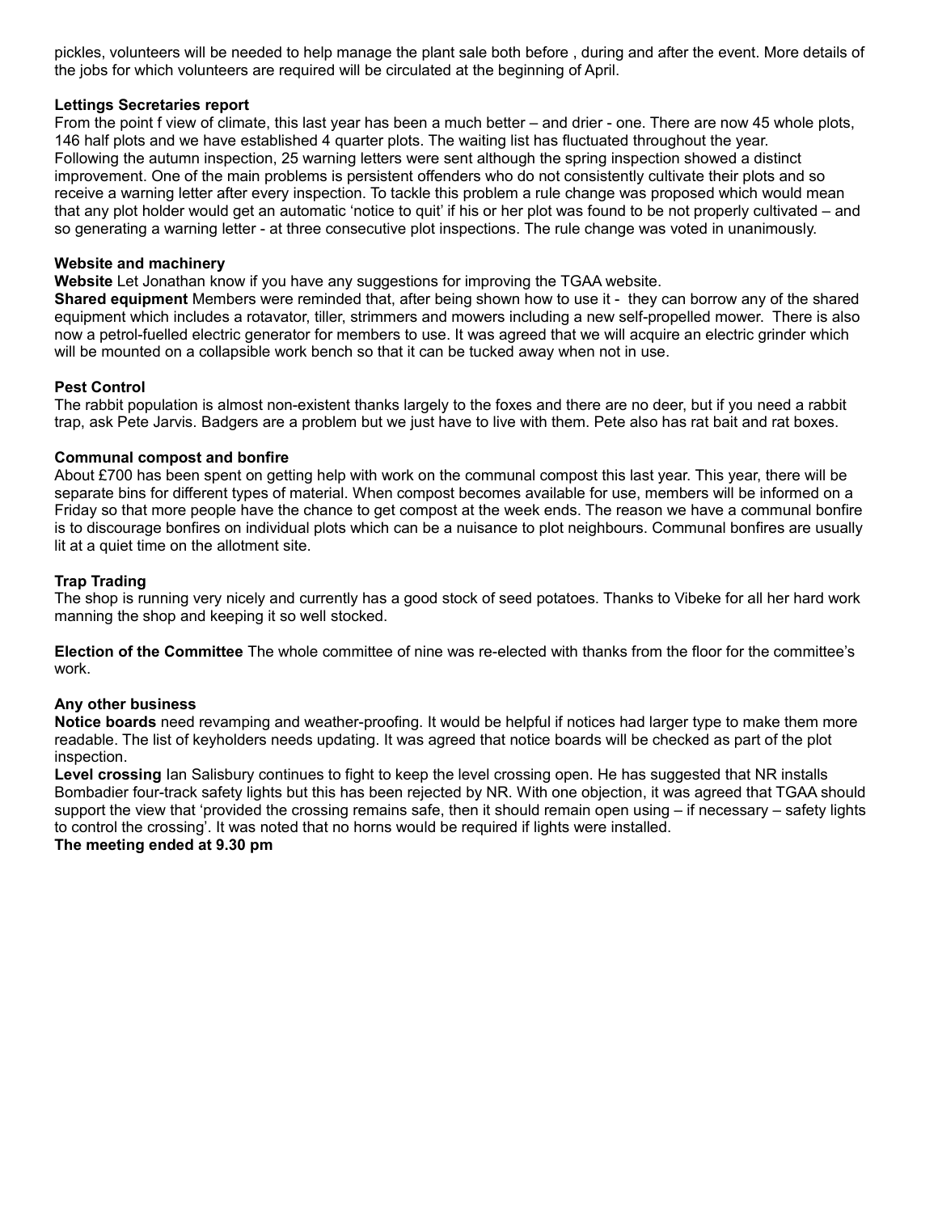pickles, volunteers will be needed to help manage the plant sale both before , during and after the event. More details of the jobs for which volunteers are required will be circulated at the beginning of April.

**Lettings Secretaries report**

From the point f view of climate, this last year has been a much better – and drier - one. There are now 45 whole plots, 146 half plots and we have established 4 quarter plots. The waiting list has fluctuated throughout the year. Following the autumn inspection, 25 warning letters were sent although the spring inspection showed a distinct improvement. One of the main problems is persistent offenders who do not consistently cultivate their plots and so receive a warning letter after every inspection. To tackle this problem a rule change was proposed which would mean that any plot holder would get an automatic 'notice to quit' if his or her plot was found to be not properly cultivated – and so generating a warning letter - at three consecutive plot inspections. The rule change was voted in unanimously.

**Website and machinery**

**Website** Let Jonathan know if you have any suggestions for improving the TGAA website.

**Shared equipment** Members were reminded that, after being shown how to use it - they can borrow any of the shared equipment which includes a rotavator, tiller, strimmers and mowers including a new self-propelled mower. There is also now a petrol-fuelled electric generator for members to use. It was agreed that we will acquire an electric grinder which will be mounted on a collapsible work bench so that it can be tucked away when not in use.

**Pest Control**

The rabbit population is almost non-existent thanks largely to the foxes and there are no deer, but if you need a rabbit trap, ask Pete Jarvis. Badgers are a problem but we just have to live with them. Pete also has rat bait and rat boxes.

**Communal compost and bonfire**

About £700 has been spent on getting help with work on the communal compost this last year. This year, there will be separate bins for different types of material. When compost becomes available for use, members will be informed on a Friday so that more people have the chance to get compost at the week ends. The reason we have a communal bonfire is to discourage bonfires on individual plots which can be a nuisance to plot neighbours. Communal bonfires are usually lit at a quiet time on the allotment site.

**Trap Trading**

The shop is running very nicely and currently has a good stock of seed potatoes. Thanks to Vibeke for all her hard work manning the shop and keeping it so well stocked.

**Election of the Committee** The whole committee of nine was re-elected with thanks from the floor for the committee's work.

**Any other business**

**Notice boards** need revamping and weather-proofing. It would be helpful if notices had larger type to make them more readable. The list of keyholders needs updating. It was agreed that notice boards will be checked as part of the plot inspection.

**Level crossing** Ian Salisbury continues to fight to keep the level crossing open. He has suggested that NR installs Bombadier four-track safety lights but this has been rejected by NR. With one objection, it was agreed that TGAA should support the view that 'provided the crossing remains safe, then it should remain open using – if necessary – safety lights to control the crossing'. It was noted that no horns would be required if lights were installed.

**The meeting ended at 9.30 pm**